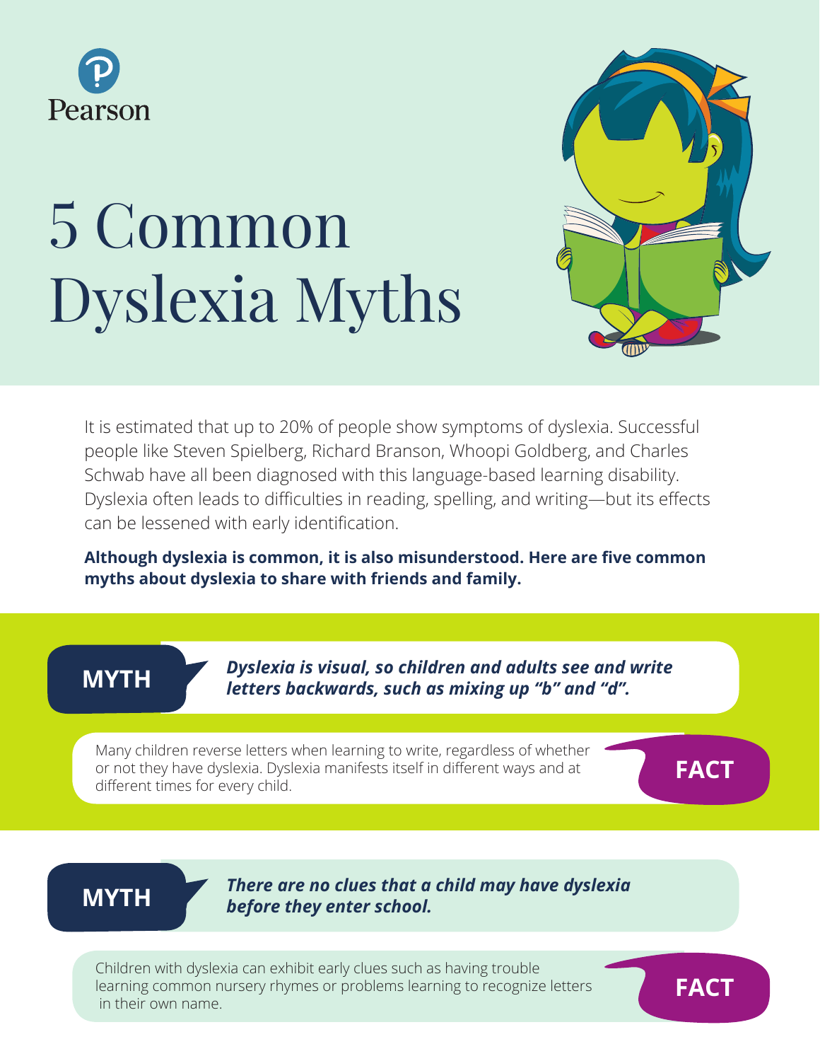Pearson

# 5 Common Dyslexia Myths

It is estimated that up to 20% of people show symptoms of dyslexia. Successful people like Steven Spielberg, Richard Branson, Whoopi Goldberg, and Charles Schwab have all been diagnosed with this language-based learning disability. Dyslexia often leads to difficulties in reading, spelling, and writing—but its effects can be lessened with early identification.

**Although dyslexia is common, it is also misunderstood. Here are five common myths about dyslexia to share with friends and family.**

**MYTH**

***Dyslexia is visual, so children and adults see and write letters backwards, such as mixing up "b" and "d".***

**FACT**

Many children reverse letters when learning to write, regardless of whether or not they have dyslexia. Dyslexia manifests itself in different ways and at different times for every child.

**MYTH**

***There are no clues that a child may have dyslexia before they enter school.***

**FACT**

Children with dyslexia can exhibit early clues such as having trouble learning common nursery rhymes or problems learning to recognize letters in their own name.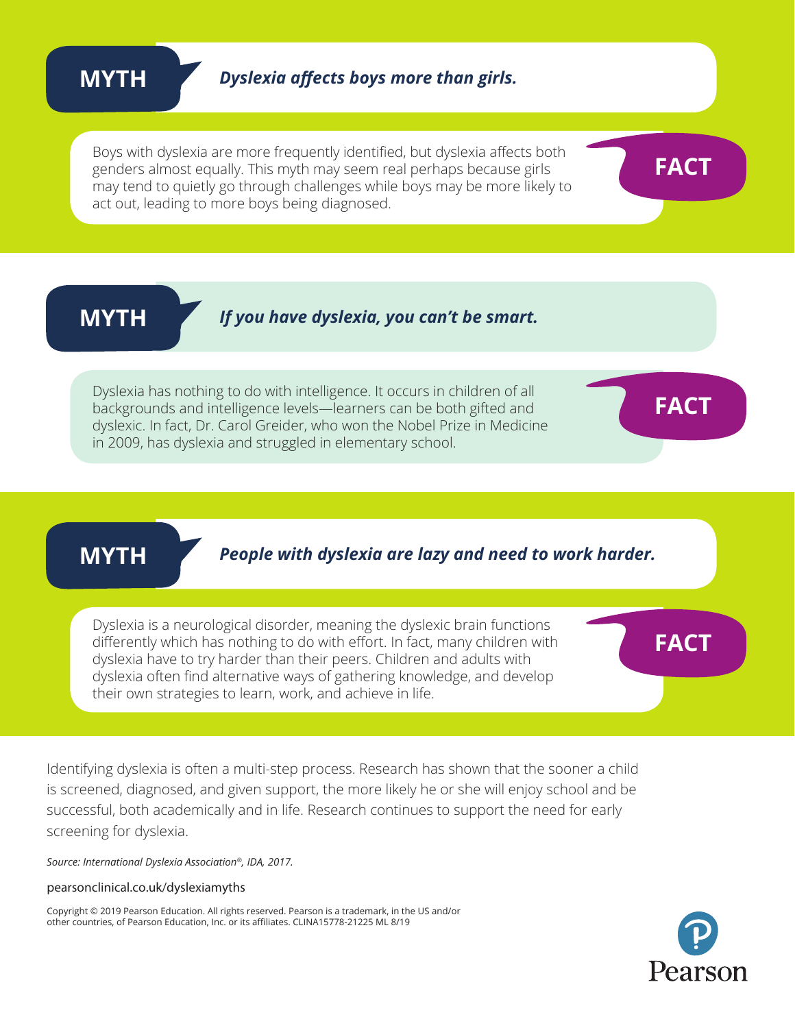**MYTH** *Dyslexia affects boys more than girls.*

**FACT** Boys with dyslexia are more frequently identified, but dyslexia affects both genders almost equally. This myth may seem real perhaps because girls may tend to quietly go through challenges while boys may be more likely to act out, leading to more boys being diagnosed.

**MYTH** *If you have dyslexia, you can't be smart.*

**FACT** Dyslexia has nothing to do with intelligence. It occurs in children of all backgrounds and intelligence levels—learners can be both gifted and dyslexic. In fact, Dr. Carol Greider, who won the Nobel Prize in Medicine in 2009, has dyslexia and struggled in elementary school.

**MYTH** *People with dyslexia are lazy and need to work harder.*

**FACT** Dyslexia is a neurological disorder, meaning the dyslexic brain functions differently which has nothing to do with effort. In fact, many children with dyslexia have to try harder than their peers. Children and adults with dyslexia often find alternative ways of gathering knowledge, and develop their own strategies to learn, work, and achieve in life.

Identifying dyslexia is often a multi-step process. Research has shown that the sooner a child is screened, diagnosed, and given support, the more likely he or she will enjoy school and be successful, both academically and in life. Research continues to support the need for early screening for dyslexia.

*Source: International Dyslexia Association®, IDA, 2017.*

pearsonclinical.co.uk/dyslexiamyths

Copyright © 2019 Pearson Education. All rights reserved. Pearson is a trademark, in the US and/or other countries, of Pearson Education, Inc. or its affiliates. CLINA15778-21225 ML 8/19

Pearson